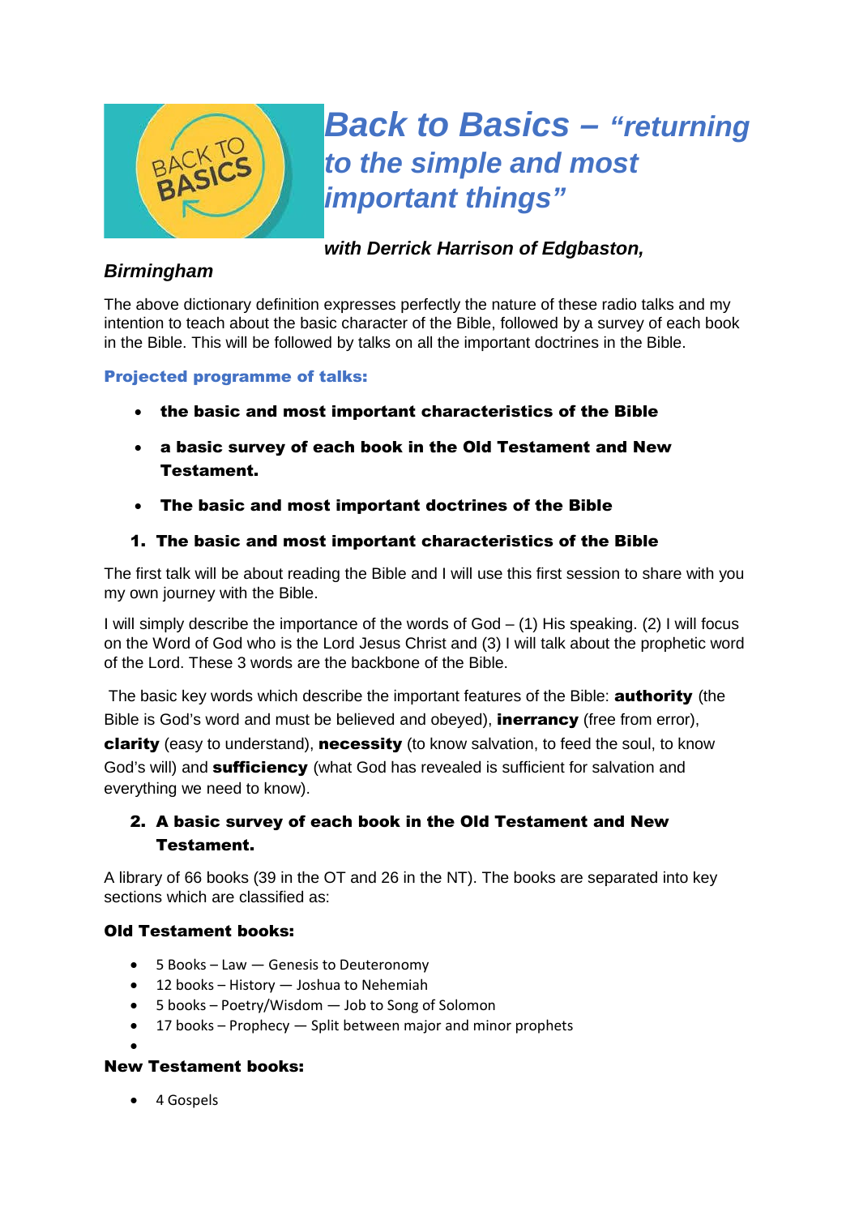# *Back to Basics – "returning to the simple and most important things"*

***with Derrick Harrison of Edgbaston, Birmingham***

The above dictionary definition expresses perfectly the nature of these radio talks and my intention to teach about the basic character of the Bible, followed by a survey of each book in the Bible. This will be followed by talks on all the important doctrines in the Bible.

**Projected programme of talks:**

- **the basic and most important characteristics of the Bible**
- **a basic survey of each book in the Old Testament and New Testament.**
- **The basic and most important doctrines of the Bible**

## 1. The basic and most important characteristics of the Bible

The first talk will be about reading the Bible and I will use this first session to share with you my own journey with the Bible.

I will simply describe the importance of the words of God – (1) His speaking. (2) I will focus on the Word of God who is the Lord Jesus Christ and (3) I will talk about the prophetic word of the Lord. These 3 words are the backbone of the Bible.

The basic key words which describe the important features of the Bible: **authority** (the Bible is God's word and must be believed and obeyed), **inerrancy** (free from error), **clarity** (easy to understand), **necessity** (to know salvation, to feed the soul, to know God's will) and **sufficiency** (what God has revealed is sufficient for salvation and everything we need to know).

## 2. A basic survey of each book in the Old Testament and New Testament.

A library of 66 books (39 in the OT and 26 in the NT). The books are separated into key sections which are classified as:

**Old Testament books:**

- 5 Books – Law — Genesis to Deuteronomy
- 12 books – History — Joshua to Nehemiah
- 5 books – Poetry/Wisdom — Job to Song of Solomon
- 17 books – Prophecy — Split between major and minor prophets

**New Testament books:**

- 4 Gospels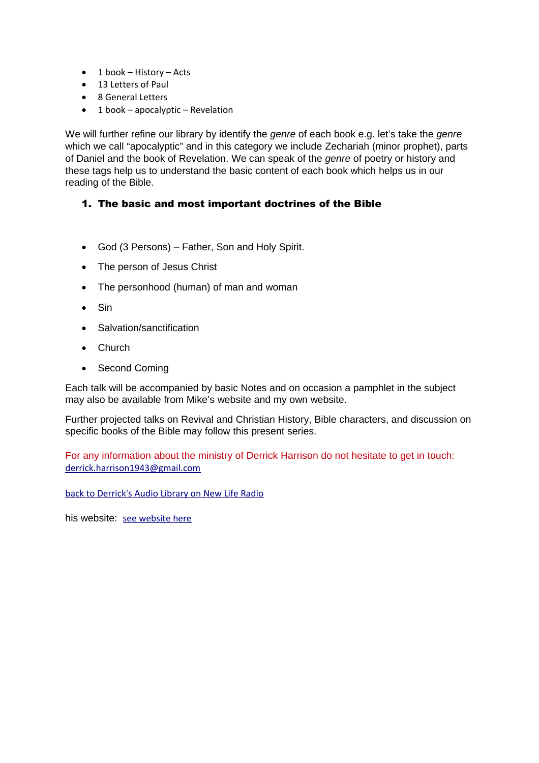- 1 book – History – Acts
- 13 Letters of Paul
- 8 General Letters
- 1 book – apocalyptic – Revelation

We will further refine our library by identify the *genre* of each book e.g. let's take the *genre* which we call "apocalyptic" and in this category we include Zechariah (minor prophet), parts of Daniel and the book of Revelation. We can speak of the *genre* of poetry or history and these tags help us to understand the basic content of each book which helps us in our reading of the Bible.

## 1. The basic and most important doctrines of the Bible

- God (3 Persons) – Father, Son and Holy Spirit.
- The person of Jesus Christ
- The personhood (human) of man and woman
- Sin
- Salvation/sanctification
- Church
- Second Coming

Each talk will be accompanied by basic Notes and on occasion a pamphlet in the subject may also be available from Mike's website and my own website.

Further projected talks on Revival and Christian History, Bible characters, and discussion on specific books of the Bible may follow this present series.

For any information about the ministry of Derrick Harrison do not hesitate to get in touch: derrick.harrison1943@gmail.com

back to Derrick's Audio Library on New Life Radio

his website: see website here